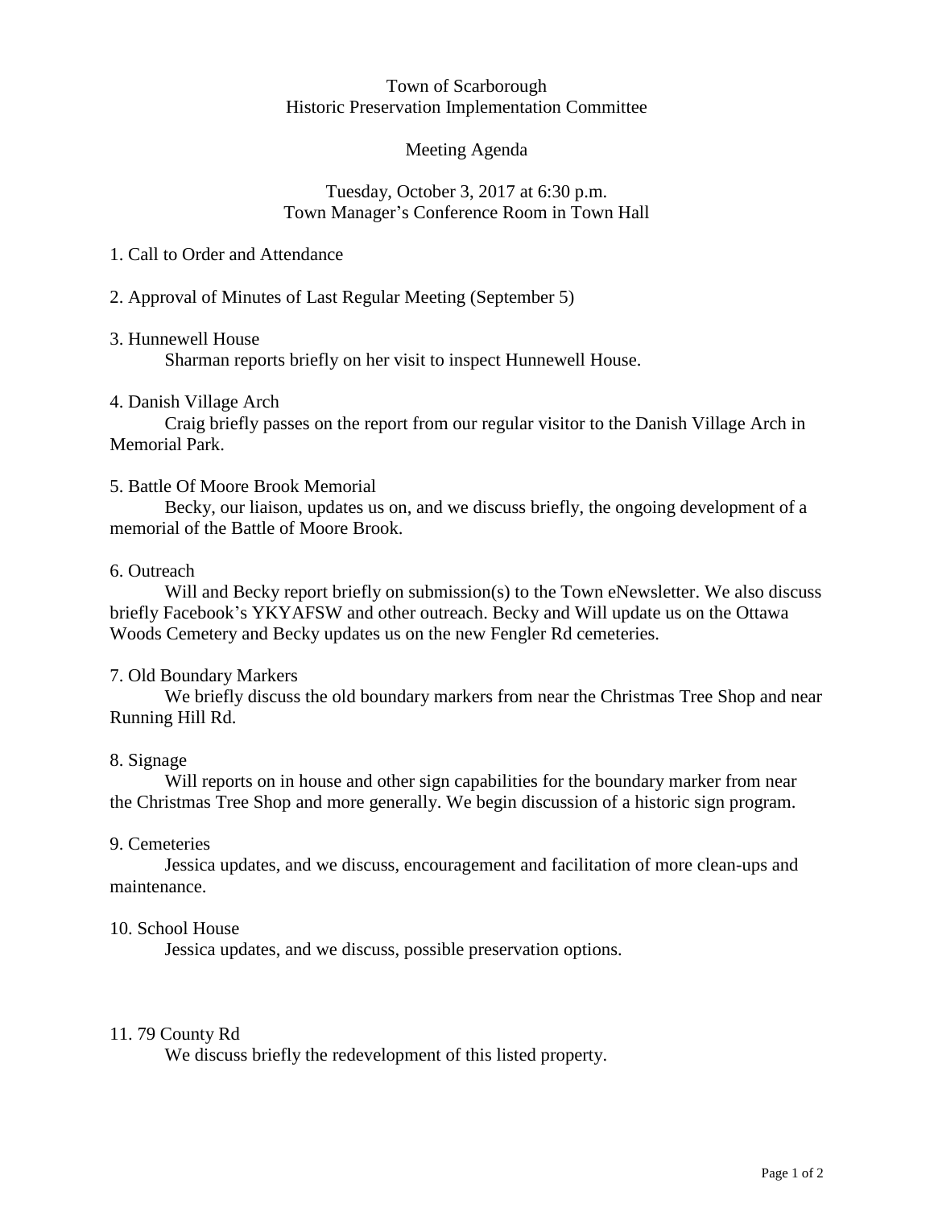# Town of Scarborough
## Historic Preservation Implementation Committee

### Meeting Agenda

Tuesday, October 3, 2017 at 6:30 p.m.
Town Manager's Conference Room in Town Hall

1. Call to Order and Attendance

2. Approval of Minutes of Last Regular Meeting (September 5)

3. Hunnewell House

    Sharman reports briefly on her visit to inspect Hunnewell House.

4. Danish Village Arch

    Craig briefly passes on the report from our regular visitor to the Danish Village Arch in Memorial Park.

5. Battle Of Moore Brook Memorial

    Becky, our liaison, updates us on, and we discuss briefly, the ongoing development of a memorial of the Battle of Moore Brook.

6. Outreach

    Will and Becky report briefly on submission(s) to the Town eNewsletter. We also discuss briefly Facebook's YKYAFSW and other outreach. Becky and Will update us on the Ottawa Woods Cemetery and Becky updates us on the new Fengler Rd cemeteries.

7. Old Boundary Markers

    We briefly discuss the old boundary markers from near the Christmas Tree Shop and near Running Hill Rd.

8. Signage

    Will reports on in house and other sign capabilities for the boundary marker from near the Christmas Tree Shop and more generally. We begin discussion of a historic sign program.

9. Cemeteries

    Jessica updates, and we discuss, encouragement and facilitation of more clean-ups and maintenance.

10. School House

    Jessica updates, and we discuss, possible preservation options.

11. 79 County Rd

    We discuss briefly the redevelopment of this listed property.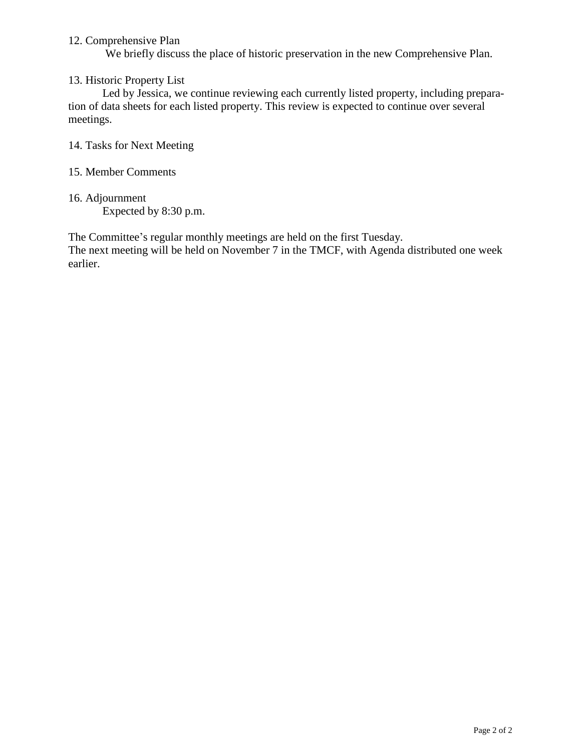12. Comprehensive Plan

We briefly discuss the place of historic preservation in the new Comprehensive Plan.

13. Historic Property List

Led by Jessica, we continue reviewing each currently listed property, including preparation of data sheets for each listed property. This review is expected to continue over several meetings.

14. Tasks for Next Meeting

15. Member Comments

16. Adjournment

Expected by 8:30 p.m.

The Committee's regular monthly meetings are held on the first Tuesday.
The next meeting will be held on November 7 in the TMCF, with Agenda distributed one week earlier.